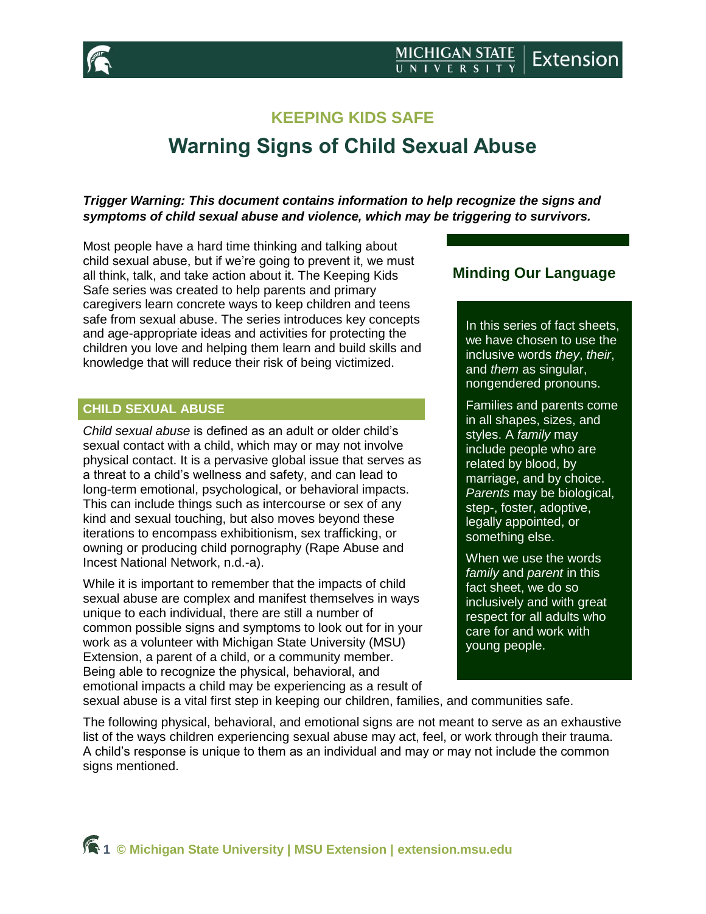## KEEPING KIDS SAFE

# Warning Signs of Child Sexual Abuse

***Trigger Warning: This document contains information to help recognize the signs and symptoms of child sexual abuse and violence, which may be triggering to survivors.***

Most people have a hard time thinking and talking about child sexual abuse, but if we're going to prevent it, we must all think, talk, and take action about it. The Keeping Kids Safe series was created to help parents and primary caregivers learn concrete ways to keep children and teens safe from sexual abuse. The series introduces key concepts and age-appropriate ideas and activities for protecting the children you love and helping them learn and build skills and knowledge that will reduce their risk of being victimized.

### Minding Our Language

In this series of fact sheets, we have chosen to use the inclusive words *they*, *their*, and *them* as singular, nongendered pronouns.

Families and parents come in all shapes, sizes, and styles. A *family* may include people who are related by blood, by marriage, and by choice. *Parents* may be biological, step-, foster, adoptive, legally appointed, or something else.

When we use the words *family* and *parent* in this fact sheet, we do so inclusively and with great respect for all adults who care for and work with young people.

## CHILD SEXUAL ABUSE

*Child sexual abuse* is defined as an adult or older child's sexual contact with a child, which may or may not involve physical contact. It is a pervasive global issue that serves as a threat to a child's wellness and safety, and can lead to long-term emotional, psychological, or behavioral impacts. This can include things such as intercourse or sex of any kind and sexual touching, but also moves beyond these iterations to encompass exhibitionism, sex trafficking, or owning or producing child pornography (Rape Abuse and Incest National Network, n.d.-a).

While it is important to remember that the impacts of child sexual abuse are complex and manifest themselves in ways unique to each individual, there are still a number of common possible signs and symptoms to look out for in your work as a volunteer with Michigan State University (MSU) Extension, a parent of a child, or a community member. Being able to recognize the physical, behavioral, and emotional impacts a child may be experiencing as a result of sexual abuse is a vital first step in keeping our children, families, and communities safe.

The following physical, behavioral, and emotional signs are not meant to serve as an exhaustive list of the ways children experiencing sexual abuse may act, feel, or work through their trauma. A child's response is unique to them as an individual and may or may not include the common signs mentioned.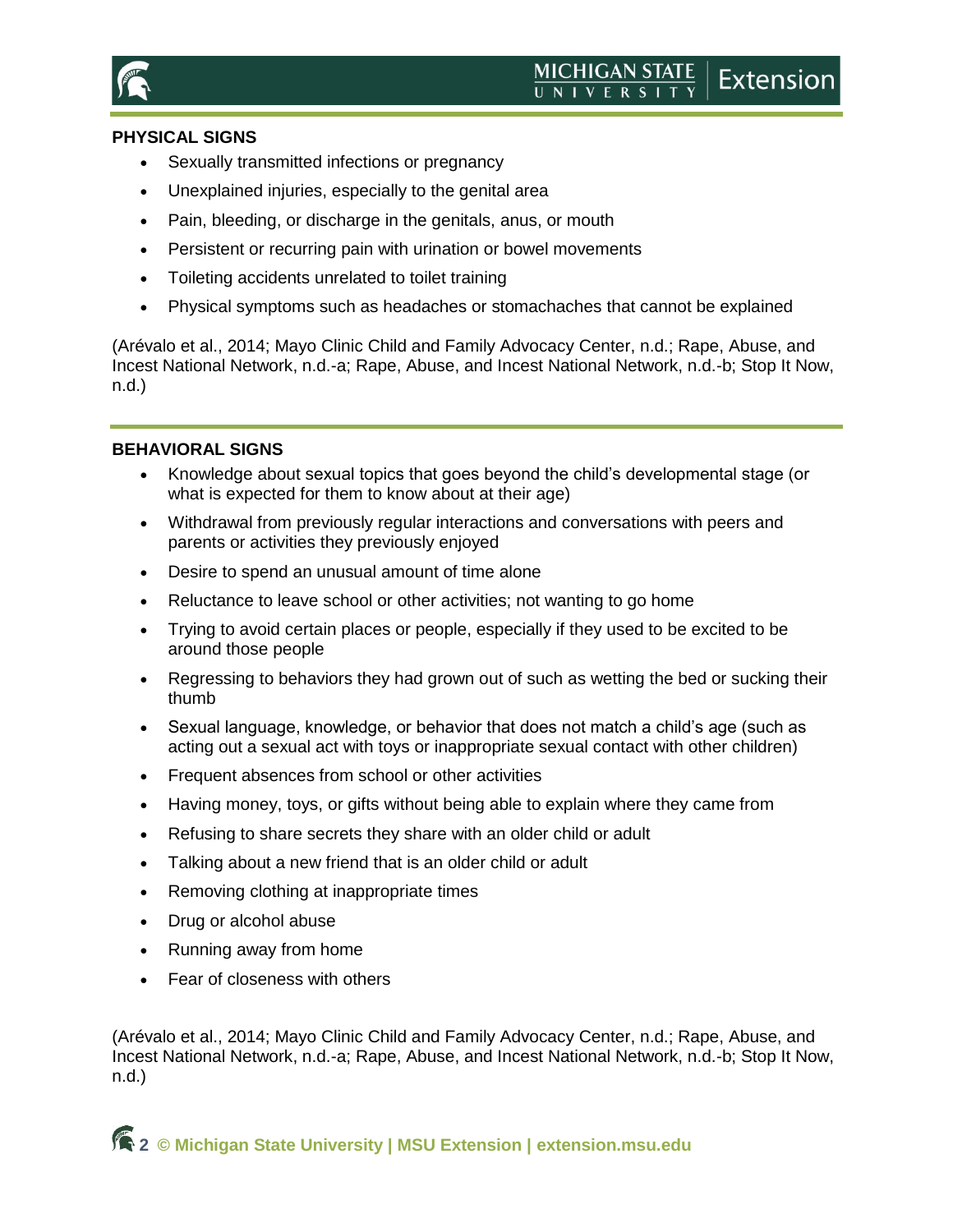## PHYSICAL SIGNS

- Sexually transmitted infections or pregnancy
- Unexplained injuries, especially to the genital area
- Pain, bleeding, or discharge in the genitals, anus, or mouth
- Persistent or recurring pain with urination or bowel movements
- Toileting accidents unrelated to toilet training
- Physical symptoms such as headaches or stomachaches that cannot be explained

(Arévalo et al., 2014; Mayo Clinic Child and Family Advocacy Center, n.d.; Rape, Abuse, and Incest National Network, n.d.-a; Rape, Abuse, and Incest National Network, n.d.-b; Stop It Now, n.d.)

## BEHAVIORAL SIGNS

- Knowledge about sexual topics that goes beyond the child's developmental stage (or what is expected for them to know about at their age)
- Withdrawal from previously regular interactions and conversations with peers and parents or activities they previously enjoyed
- Desire to spend an unusual amount of time alone
- Reluctance to leave school or other activities; not wanting to go home
- Trying to avoid certain places or people, especially if they used to be excited to be around those people
- Regressing to behaviors they had grown out of such as wetting the bed or sucking their thumb
- Sexual language, knowledge, or behavior that does not match a child's age (such as acting out a sexual act with toys or inappropriate sexual contact with other children)
- Frequent absences from school or other activities
- Having money, toys, or gifts without being able to explain where they came from
- Refusing to share secrets they share with an older child or adult
- Talking about a new friend that is an older child or adult
- Removing clothing at inappropriate times
- Drug or alcohol abuse
- Running away from home
- Fear of closeness with others

(Arévalo et al., 2014; Mayo Clinic Child and Family Advocacy Center, n.d.; Rape, Abuse, and Incest National Network, n.d.-a; Rape, Abuse, and Incest National Network, n.d.-b; Stop It Now, n.d.)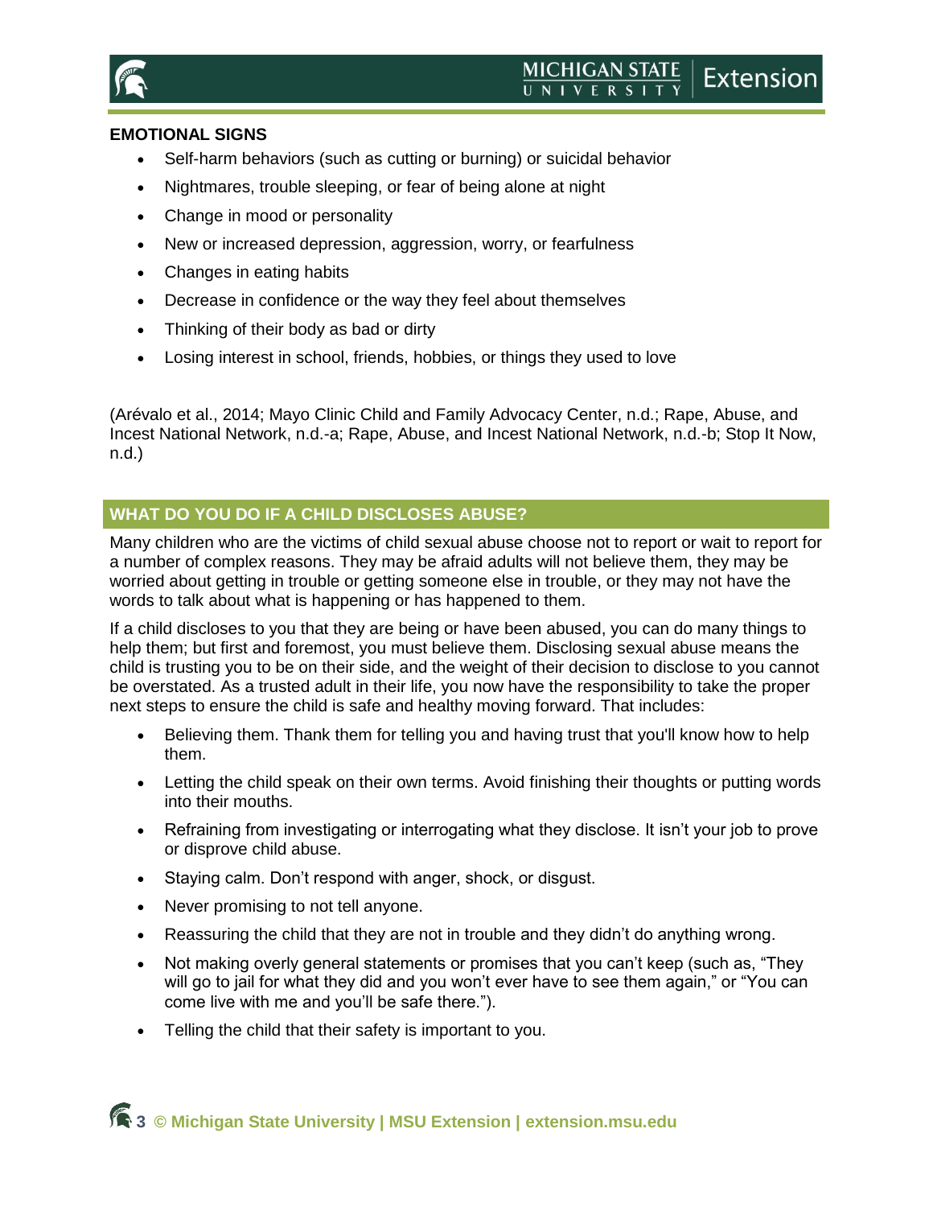**EMOTIONAL SIGNS**

- Self-harm behaviors (such as cutting or burning) or suicidal behavior
- Nightmares, trouble sleeping, or fear of being alone at night
- Change in mood or personality
- New or increased depression, aggression, worry, or fearfulness
- Changes in eating habits
- Decrease in confidence or the way they feel about themselves
- Thinking of their body as bad or dirty
- Losing interest in school, friends, hobbies, or things they used to love

(Arévalo et al., 2014; Mayo Clinic Child and Family Advocacy Center, n.d.; Rape, Abuse, and Incest National Network, n.d.-a; Rape, Abuse, and Incest National Network, n.d.-b; Stop It Now, n.d.)

## WHAT DO YOU DO IF A CHILD DISCLOSES ABUSE?

Many children who are the victims of child sexual abuse choose not to report or wait to report for a number of complex reasons. They may be afraid adults will not believe them, they may be worried about getting in trouble or getting someone else in trouble, or they may not have the words to talk about what is happening or has happened to them.

If a child discloses to you that they are being or have been abused, you can do many things to help them; but first and foremost, you must believe them. Disclosing sexual abuse means the child is trusting you to be on their side, and the weight of their decision to disclose to you cannot be overstated. As a trusted adult in their life, you now have the responsibility to take the proper next steps to ensure the child is safe and healthy moving forward. That includes:

- Believing them. Thank them for telling you and having trust that you'll know how to help them.
- Letting the child speak on their own terms. Avoid finishing their thoughts or putting words into their mouths.
- Refraining from investigating or interrogating what they disclose. It isn't your job to prove or disprove child abuse.
- Staying calm. Don't respond with anger, shock, or disgust.
- Never promising to not tell anyone.
- Reassuring the child that they are not in trouble and they didn't do anything wrong.
- Not making overly general statements or promises that you can't keep (such as, "They will go to jail for what they did and you won't ever have to see them again," or "You can come live with me and you'll be safe there.").
- Telling the child that their safety is important to you.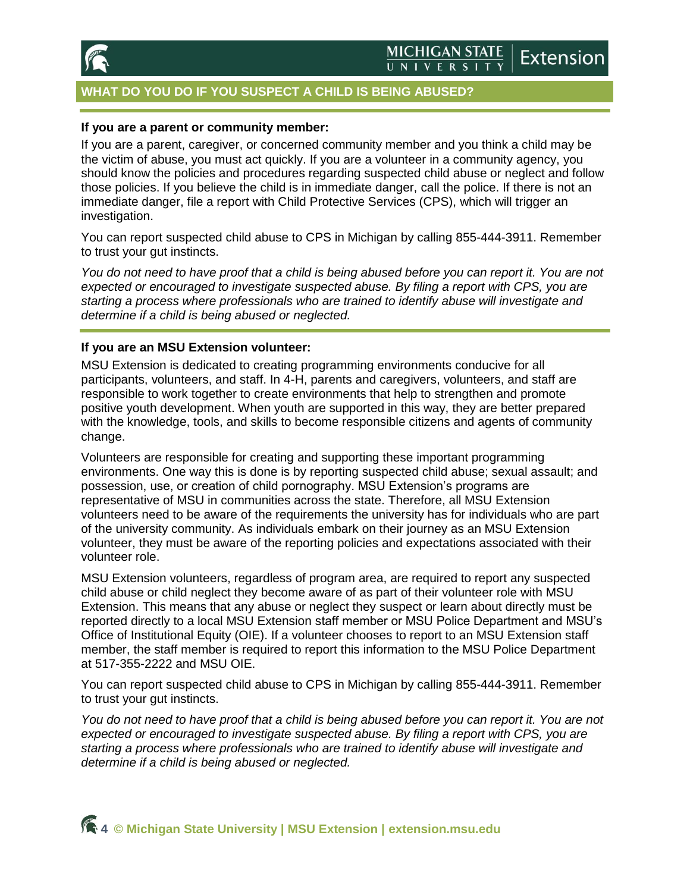## WHAT DO YOU DO IF YOU SUSPECT A CHILD IS BEING ABUSED?

**If you are a parent or community member:**

If you are a parent, caregiver, or concerned community member and you think a child may be the victim of abuse, you must act quickly. If you are a volunteer in a community agency, you should know the policies and procedures regarding suspected child abuse or neglect and follow those policies. If you believe the child is in immediate danger, call the police. If there is not an immediate danger, file a report with Child Protective Services (CPS), which will trigger an investigation.

You can report suspected child abuse to CPS in Michigan by calling 855-444-3911. Remember to trust your gut instincts.

*You do not need to have proof that a child is being abused before you can report it. You are not expected or encouraged to investigate suspected abuse. By filing a report with CPS, you are starting a process where professionals who are trained to identify abuse will investigate and determine if a child is being abused or neglected.*

**If you are an MSU Extension volunteer:**

MSU Extension is dedicated to creating programming environments conducive for all participants, volunteers, and staff. In 4-H, parents and caregivers, volunteers, and staff are responsible to work together to create environments that help to strengthen and promote positive youth development. When youth are supported in this way, they are better prepared with the knowledge, tools, and skills to become responsible citizens and agents of community change.

Volunteers are responsible for creating and supporting these important programming environments. One way this is done is by reporting suspected child abuse; sexual assault; and possession, use, or creation of child pornography. MSU Extension's programs are representative of MSU in communities across the state. Therefore, all MSU Extension volunteers need to be aware of the requirements the university has for individuals who are part of the university community. As individuals embark on their journey as an MSU Extension volunteer, they must be aware of the reporting policies and expectations associated with their volunteer role.

MSU Extension volunteers, regardless of program area, are required to report any suspected child abuse or child neglect they become aware of as part of their volunteer role with MSU Extension. This means that any abuse or neglect they suspect or learn about directly must be reported directly to a local MSU Extension staff member or MSU Police Department and MSU's Office of Institutional Equity (OIE). If a volunteer chooses to report to an MSU Extension staff member, the staff member is required to report this information to the MSU Police Department at 517-355-2222 and MSU OIE.

You can report suspected child abuse to CPS in Michigan by calling 855-444-3911. Remember to trust your gut instincts.

*You do not need to have proof that a child is being abused before you can report it. You are not expected or encouraged to investigate suspected abuse. By filing a report with CPS, you are starting a process where professionals who are trained to identify abuse will investigate and determine if a child is being abused or neglected.*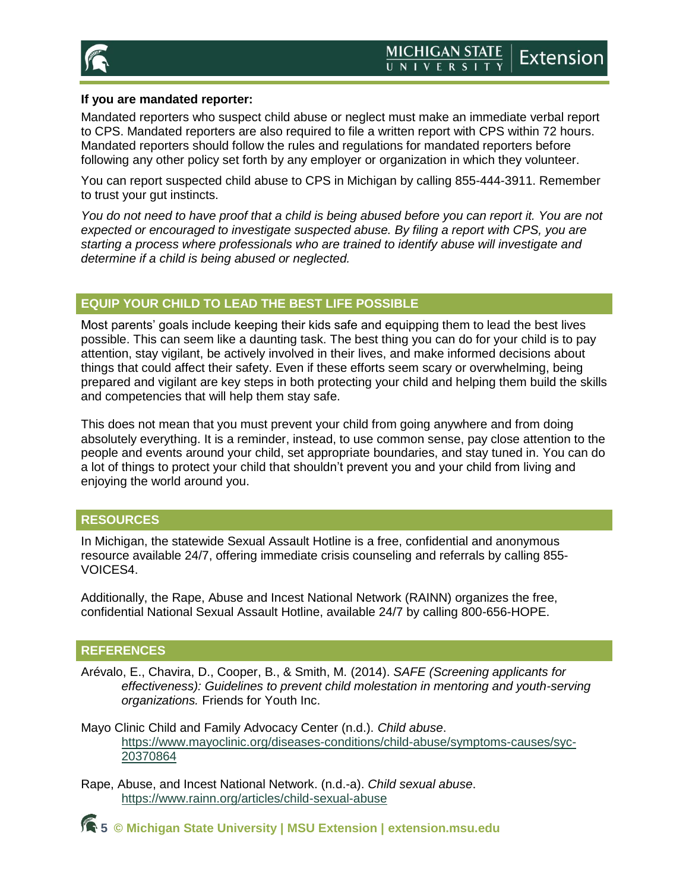**If you are mandated reporter:**

Mandated reporters who suspect child abuse or neglect must make an immediate verbal report to CPS. Mandated reporters are also required to file a written report with CPS within 72 hours. Mandated reporters should follow the rules and regulations for mandated reporters before following any other policy set forth by any employer or organization in which they volunteer.

You can report suspected child abuse to CPS in Michigan by calling 855-444-3911. Remember to trust your gut instincts.

*You do not need to have proof that a child is being abused before you can report it. You are not expected or encouraged to investigate suspected abuse. By filing a report with CPS, you are starting a process where professionals who are trained to identify abuse will investigate and determine if a child is being abused or neglected.*

## EQUIP YOUR CHILD TO LEAD THE BEST LIFE POSSIBLE

Most parents' goals include keeping their kids safe and equipping them to lead the best lives possible. This can seem like a daunting task. The best thing you can do for your child is to pay attention, stay vigilant, be actively involved in their lives, and make informed decisions about things that could affect their safety. Even if these efforts seem scary or overwhelming, being prepared and vigilant are key steps in both protecting your child and helping them build the skills and competencies that will help them stay safe.

This does not mean that you must prevent your child from going anywhere and from doing absolutely everything. It is a reminder, instead, to use common sense, pay close attention to the people and events around your child, set appropriate boundaries, and stay tuned in. You can do a lot of things to protect your child that shouldn't prevent you and your child from living and enjoying the world around you.

## RESOURCES

In Michigan, the statewide Sexual Assault Hotline is a free, confidential and anonymous resource available 24/7, offering immediate crisis counseling and referrals by calling 855-VOICES4.

Additionally, the Rape, Abuse and Incest National Network (RAINN) organizes the free, confidential National Sexual Assault Hotline, available 24/7 by calling 800-656-HOPE.

## REFERENCES

Arévalo, E., Chavira, D., Cooper, B., & Smith, M. (2014). *SAFE (Screening applicants for effectiveness): Guidelines to prevent child molestation in mentoring and youth-serving organizations.* Friends for Youth Inc.

Mayo Clinic Child and Family Advocacy Center (n.d.). *Child abuse*. https://www.mayoclinic.org/diseases-conditions/child-abuse/symptoms-causes/syc-20370864

Rape, Abuse, and Incest National Network. (n.d.-a). *Child sexual abuse*. https://www.rainn.org/articles/child-sexual-abuse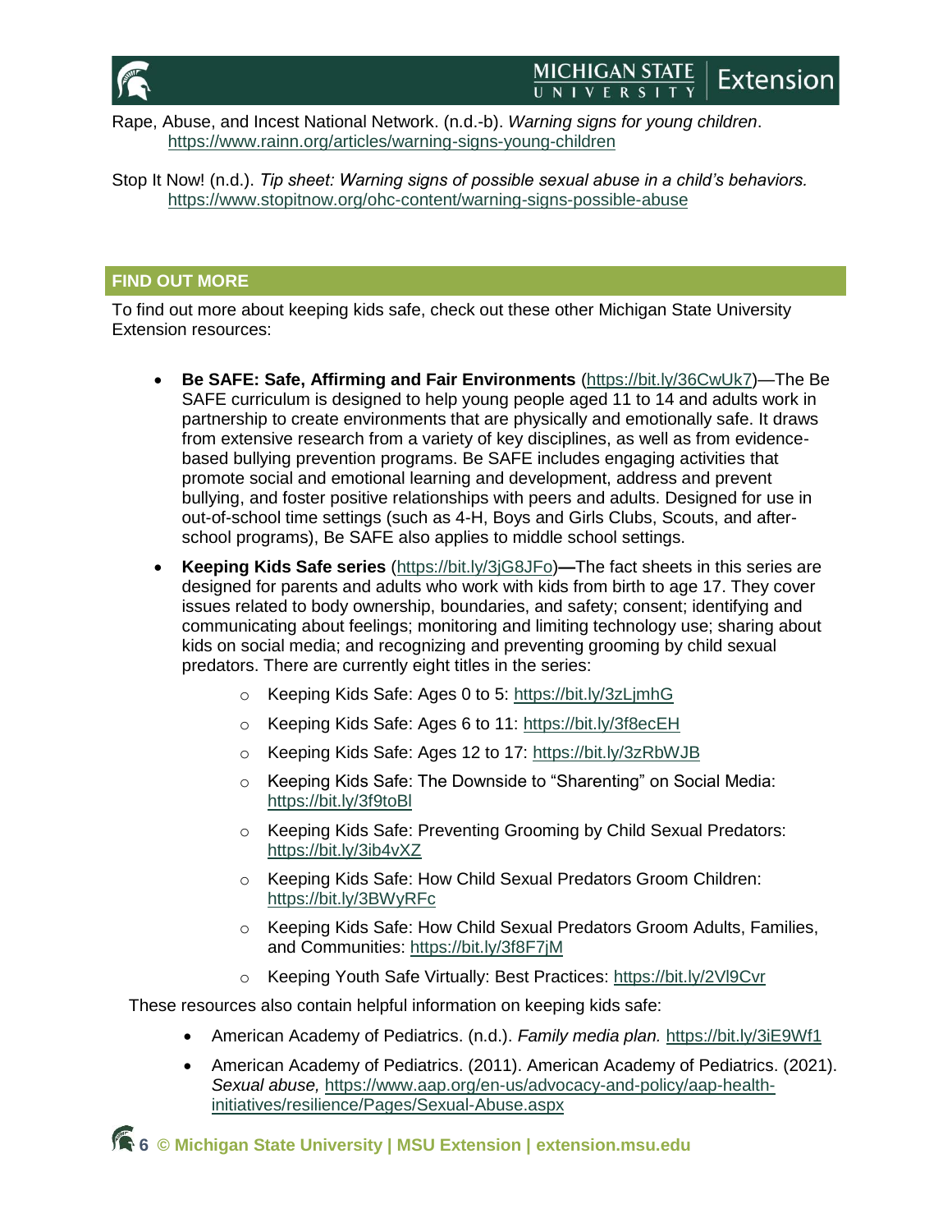Rape, Abuse, and Incest National Network. (n.d.-b). *Warning signs for young children*. https://www.rainn.org/articles/warning-signs-young-children

Stop It Now! (n.d.). *Tip sheet: Warning signs of possible sexual abuse in a child's behaviors.* https://www.stopitnow.org/ohc-content/warning-signs-possible-abuse

## FIND OUT MORE

To find out more about keeping kids safe, check out these other Michigan State University Extension resources:

- **Be SAFE: Safe, Affirming and Fair Environments** (https://bit.ly/36CwUk7)—The Be SAFE curriculum is designed to help young people aged 11 to 14 and adults work in partnership to create environments that are physically and emotionally safe. It draws from extensive research from a variety of key disciplines, as well as from evidence-based bullying prevention programs. Be SAFE includes engaging activities that promote social and emotional learning and development, address and prevent bullying, and foster positive relationships with peers and adults. Designed for use in out-of-school time settings (such as 4-H, Boys and Girls Clubs, Scouts, and after-school programs), Be SAFE also applies to middle school settings.
- **Keeping Kids Safe series** (https://bit.ly/3jG8JFo)**—**The fact sheets in this series are designed for parents and adults who work with kids from birth to age 17. They cover issues related to body ownership, boundaries, and safety; consent; identifying and communicating about feelings; monitoring and limiting technology use; sharing about kids on social media; and recognizing and preventing grooming by child sexual predators. There are currently eight titles in the series:
  - Keeping Kids Safe: Ages 0 to 5: https://bit.ly/3zLjmhG
  - Keeping Kids Safe: Ages 6 to 11: https://bit.ly/3f8ecEH
  - Keeping Kids Safe: Ages 12 to 17: https://bit.ly/3zRbWJB
  - Keeping Kids Safe: The Downside to "Sharenting" on Social Media: https://bit.ly/3f9toBl
  - Keeping Kids Safe: Preventing Grooming by Child Sexual Predators: https://bit.ly/3ib4vXZ
  - Keeping Kids Safe: How Child Sexual Predators Groom Children: https://bit.ly/3BWyRFc
  - Keeping Kids Safe: How Child Sexual Predators Groom Adults, Families, and Communities: https://bit.ly/3f8F7jM
  - Keeping Youth Safe Virtually: Best Practices: https://bit.ly/2Vl9Cvr

These resources also contain helpful information on keeping kids safe:

- American Academy of Pediatrics. (n.d.). *Family media plan.* https://bit.ly/3iE9Wf1
- American Academy of Pediatrics. (2011). American Academy of Pediatrics. (2021). *Sexual abuse,* https://www.aap.org/en-us/advocacy-and-policy/aap-health-initiatives/resilience/Pages/Sexual-Abuse.aspx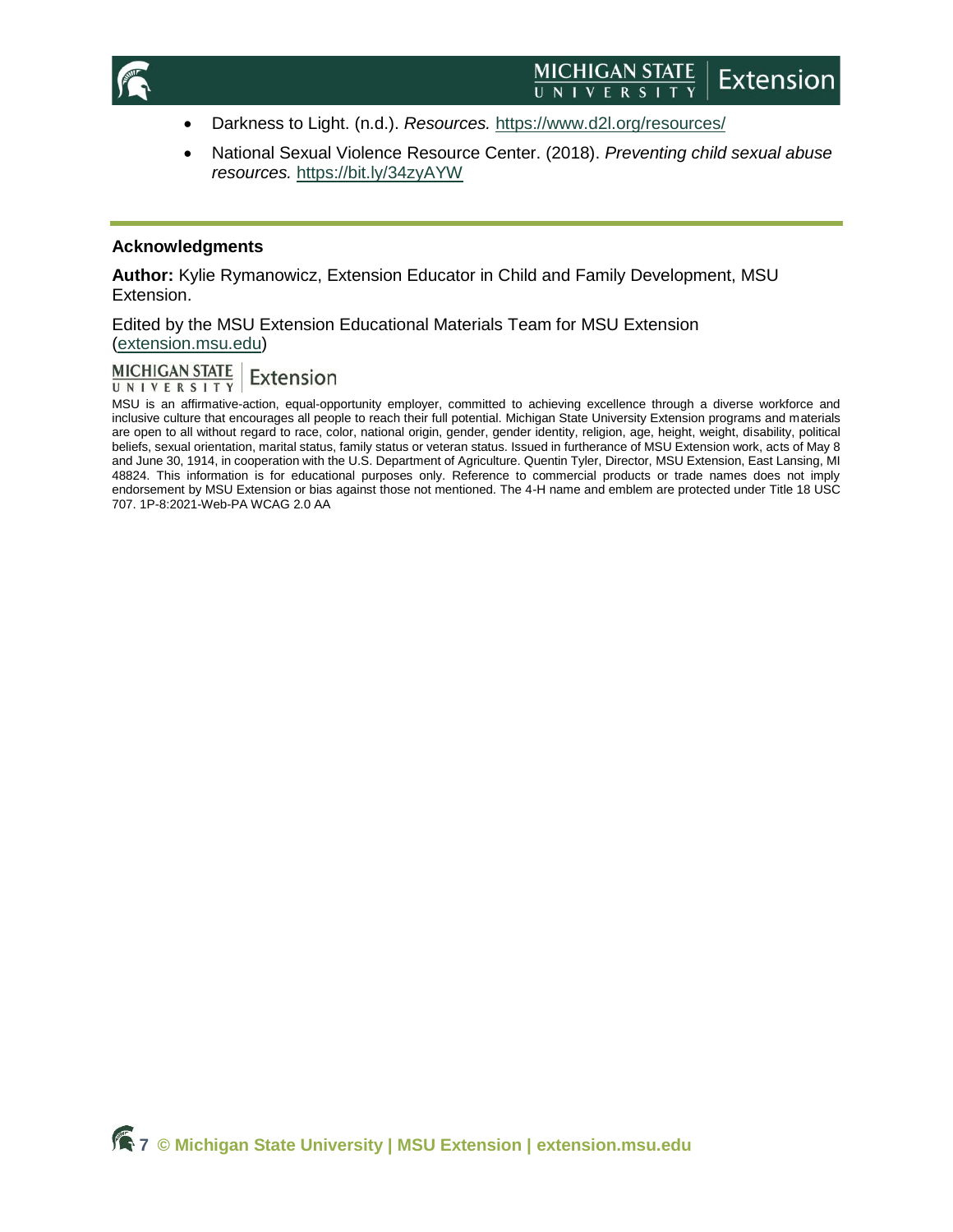- Darkness to Light. (n.d.). *Resources.* [https://www.d2l.org/resources/](https://www.d2l.org/resources/)
- National Sexual Violence Resource Center. (2018). *Preventing child sexual abuse resources.* [https://bit.ly/34zyAYW](https://bit.ly/34zyAYW)

---

### Acknowledgments

**Author:** Kylie Rymanowicz, Extension Educator in Child and Family Development, MSU Extension.

Edited by the MSU Extension Educational Materials Team for MSU Extension ([extension.msu.edu](https://extension.msu.edu))

MICHIGAN STATE UNIVERSITY | Extension

MSU is an affirmative-action, equal-opportunity employer, committed to achieving excellence through a diverse workforce and inclusive culture that encourages all people to reach their full potential. Michigan State University Extension programs and materials are open to all without regard to race, color, national origin, gender, gender identity, religion, age, height, weight, disability, political beliefs, sexual orientation, marital status, family status or veteran status. Issued in furtherance of MSU Extension work, acts of May 8 and June 30, 1914, in cooperation with the U.S. Department of Agriculture. Quentin Tyler, Director, MSU Extension, East Lansing, MI 48824. This information is for educational purposes only. Reference to commercial products or trade names does not imply endorsement by MSU Extension or bias against those not mentioned. The 4-H name and emblem are protected under Title 18 USC 707. 1P-8:2021-Web-PA WCAG 2.0 AA